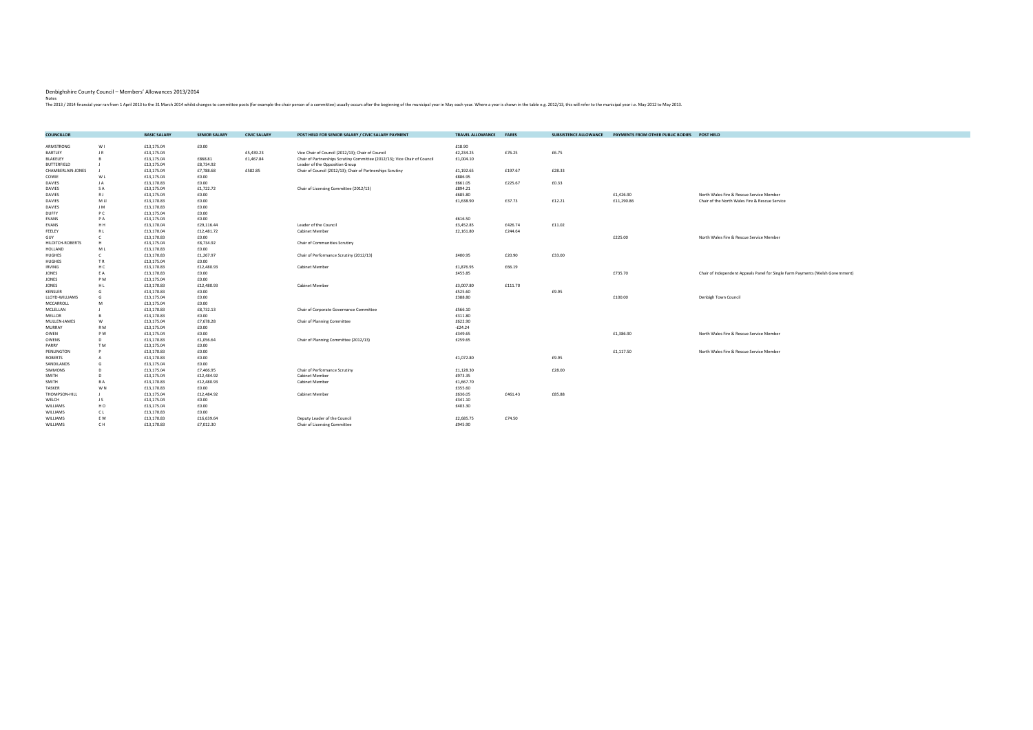Denbighshire County Council – Members' Allowances 2013/2014

Notes

The 2013 / 2014 financial year ran from 1 April 2013 to the 31 March 2014 whilst changes to committee posts (for example the chair person of a committee) usually occurs after the beginning of the municipal year in May each year. Where a year is shown in the table e.g. 2012/13, this will refer to the municipal year i.e. May 2012 to May 2013.

| COUNCILLOR | | BASIC SALARY | SENIOR SALARY | CIVIC SALARY | POST HELD FOR SENIOR SALARY / CIVIC SALARY PAYMENT | TRAVEL ALLOWANCE | FARES | SUBSISTENCE ALLOWANCE | PAYMENTS FROM OTHER PUBLIC BODIES | POST HELD |
|---|---|---|---|---|---|---|---|---|---|---|
| ARMSTRONG | W I | £13,175.04 | £0.00 | | | £18.90 | | | | |
| BARTLEY | J R | £13,175.04 | | £5,439.23 | Vice Chair of Council (2012/13); Chair of Council | £2,234.25 | £76.25 | £6.75 | | |
| BLAKELEY | B | £13,175.04 | £868.81 | £1,467.84 | Chair of Partnerships Scrutiny Committee (2012/13); Vice Chair of Council | £1,004.10 | | | | |
| BUTTERFIELD | J | £13,175.04 | £8,734.92 | | Leader of the Opposition Group | | | | | |
| CHAMBERLAIN-JONES | J | £13,175.04 | £7,788.68 | £582.85 | Chair of Council (2012/13); Chair of Partnerships Scrutiny | £1,192.65 | £197.67 | £28.33 | | |
| COWIE | W L | £13,175.04 | £0.00 | | | £886.95 | | | | |
| DAVIES | J A | £13,170.83 | £0.00 | | | £661.05 | £225.67 | £0.33 | | |
| DAVIES | S A | £13,175.04 | £1,722.72 | | Chair of Licensing Committee (2012/13) | £894.21 | | | | |
| DAVIES | R J | £13,175.04 | £0.00 | | | £685.80 | | | £1,426.90 | North Wales Fire & Rescue Service Member |
| DAVIES | M Ll | £13,170.83 | £0.00 | | | £1,638.90 | £37.73 | £12.21 | £11,290.86 | Chair of the North Wales Fire & Rescue Service |
| DAVIES | J M | £13,170.83 | £0.00 | | | | | | | |
| DUFFY | P C | £13,175.04 | £0.00 | | | | | | | |
| EVANS | P A | £13,175.04 | £0.00 | | | £616.50 | | | | |
| EVANS | H H | £13,170.04 | £29,116.44 | | Leader of the Council | £3,452.85 | £426.74 | £11.02 | | |
| FEELEY | R L | £13,170.04 | £12,481.72 | | Cabinet Member | £2,161.80 | £244.64 | | | |
| GUY | C | £13,170.83 | £0.00 | | | | | | £225.00 | North Wales Fire & Rescue Service Member |
| HILDITCH-ROBERTS | H | £13,175.04 | £8,734.92 | | Chair of Communities Scrutiny | | | | | |
| HOLLAND | M L | £13,170.83 | £0.00 | | | | | | | |
| HUGHES | C | £13,170.83 | £1,267.97 | | Chair of Performance Scrutiny (2012/13) | £400.95 | £20.90 | £33.00 | | |
| HUGHES | T R | £13,175.04 | £0.00 | | | | | | | |
| IRVING | H C | £13,170.83 | £12,480.93 | | Cabinet Member | £1,876.95 | £66.19 | | | |
| JONES | E A | £13,170.83 | £0.00 | | | £455.85 | | | £735.70 | Chair of Independent Appeals Panel for Single Farm Payments (Welsh Government) |
| JONES | P M | £13,175.04 | £0.00 | | | | | | | |
| JONES | H L | £13,170.83 | £12,480.93 | | Cabinet Member | £3,007.80 | £111.70 | | | |
| KENSLER | G | £13,170.83 | £0.00 | | | £525.60 | | £9.95 | | |
| LLOYD-WILLIAMS | G | £13,175.04 | £0.00 | | | £388.80 | | | £100.00 | Denbigh Town Council |
| MCCARROLL | M | £13,175.04 | £0.00 | | | | | | | |
| MCLELLAN | J | £13,170.83 | £8,732.13 | | Chair of Corporate Governance Committee | £566.10 | | | | |
| MELLOR | B | £13,170.83 | £0.00 | | | £311.80 | | | | |
| MULLEN-JAMES | W | £13,175.04 | £7,678.28 | | Chair of Planning Committee | £622.90 | | | | |
| MURRAY | R M | £13,175.04 | £0.00 | | | -£24.24 | | | | |
| OWEN | P W | £13,175.04 | £0.00 | | | £349.65 | | | £1,386.90 | North Wales Fire & Rescue Service Member |
| OWENS | D | £13,170.83 | £1,056.64 | | Chair of Planning Committee (2012/13) | £259.65 | | | | |
| PARRY | T M | £13,175.04 | £0.00 | | | | | | | |
| PENLINGTON | P | £13,170.83 | £0.00 | | | | | | £1,117.50 | North Wales Fire & Rescue Service Member |
| ROBERTS | A | £13,170.83 | £0.00 | | | £1,072.80 | | £9.95 | | |
| SANDILANDS | G | £13,175.04 | £0.00 | | | | | | | |
| SIMMONS | D | £13,175.04 | £7,466.95 | | Chair of Performance Scrutiny | £1,128.30 | | £28.00 | | |
| SMITH | D | £13,175.04 | £12,484.92 | | Cabinet Member | £973.35 | | | | |
| SMITH | B A | £13,170.83 | £12,480.93 | | Cabinet Member | £1,667.70 | | | | |
| TASKER | W N | £13,170.83 | £0.00 | | | £355.60 | | | | |
| THOMPSON-HILL | J | £13,175.04 | £12,484.92 | | Cabinet Member | £636.05 | £461.43 | £85.88 | | |
| WELCH | J S | £13,175.04 | £0.00 | | | £341.10 | | | | |
| WILLIAMS | H O | £13,175.04 | £0.00 | | | £403.30 | | | | |
| WILLIAMS | C L | £13,170.83 | £0.00 | | | | | | | |
| WILLIAMS | E W | £13,170.83 | £16,639.64 | | Deputy Leader of the Council | £2,685.75 | £74.50 | | | |
| WILLIAMS | C H | £13,170.83 | £7,012.30 | | Chair of Licensing Committee | £945.90 | | | | |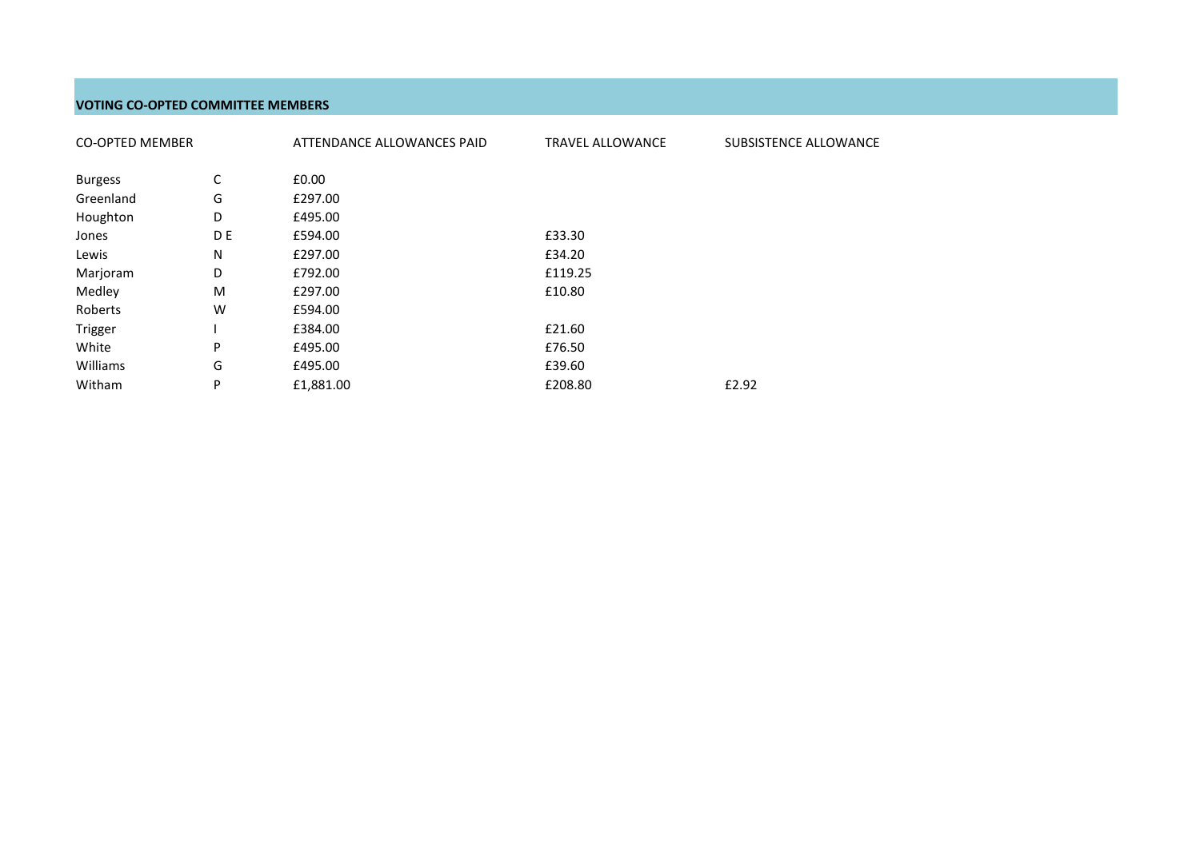## VOTING CO-OPTED COMMITTEE MEMBERS

| CO-OPTED MEMBER | | ATTENDANCE ALLOWANCES PAID | TRAVEL ALLOWANCE | SUBSISTENCE ALLOWANCE |
|---|---|---|---|---|
| Burgess | C | £0.00 | | |
| Greenland | G | £297.00 | | |
| Houghton | D | £495.00 | | |
| Jones | D E | £594.00 | £33.30 | |
| Lewis | N | £297.00 | £34.20 | |
| Marjoram | D | £792.00 | £119.25 | |
| Medley | M | £297.00 | £10.80 | |
| Roberts | W | £594.00 | | |
| Trigger | I | £384.00 | £21.60 | |
| White | P | £495.00 | £76.50 | |
| Williams | G | £495.00 | £39.60 | |
| Witham | P | £1,881.00 | £208.80 | £2.92 |